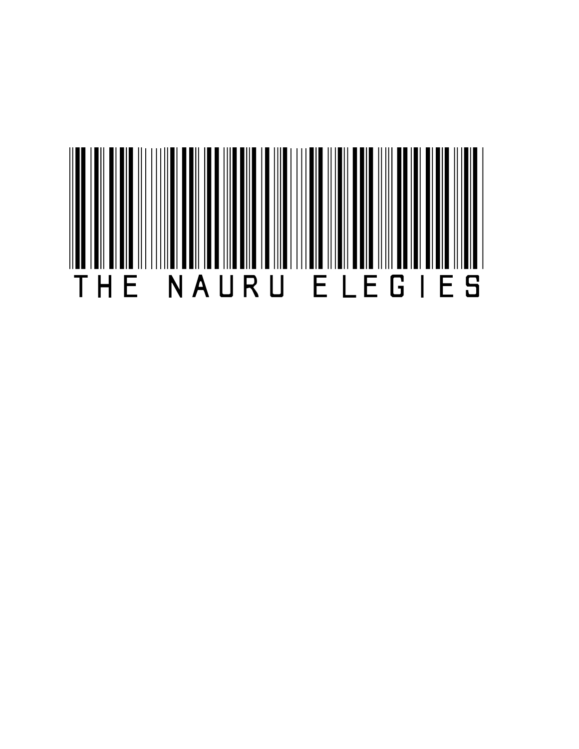# THE NAURU ELEGIES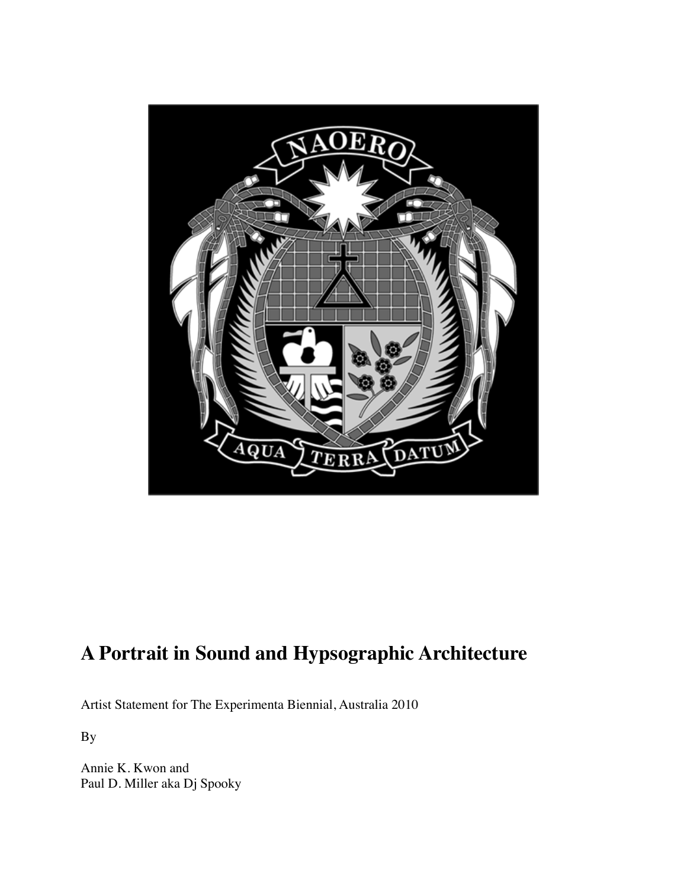# A Portrait in Sound and Hypsographic Architecture

Artist Statement for The Experimenta Biennial, Australia 2010

By

Annie K. Kwon and
Paul D. Miller aka Dj Spooky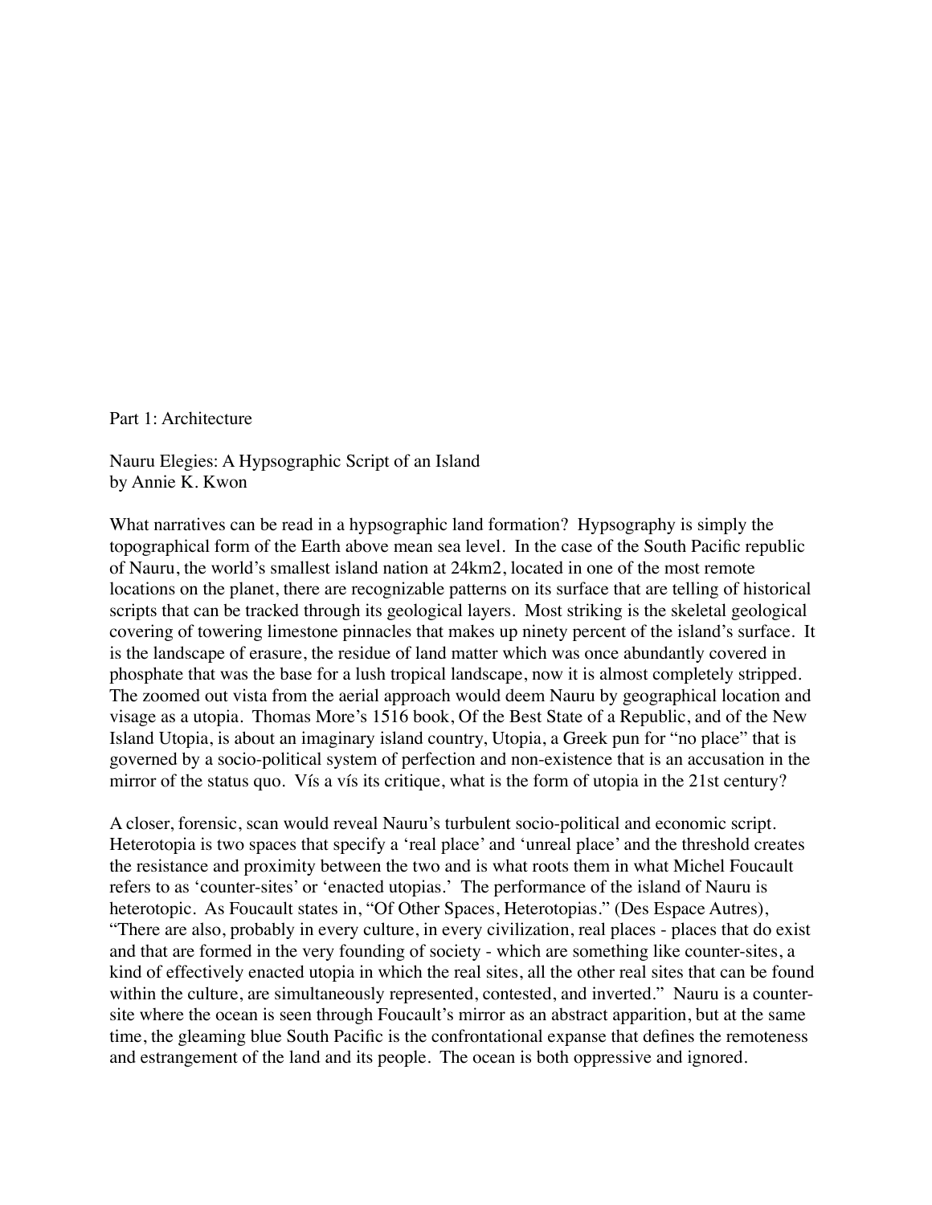Part 1: Architecture

## Nauru Elegies: A Hypsographic Script of an Island

by Annie K. Kwon

What narratives can be read in a hypsographic land formation? Hypsography is simply the topographical form of the Earth above mean sea level. In the case of the South Pacific republic of Nauru, the world's smallest island nation at 24km2, located in one of the most remote locations on the planet, there are recognizable patterns on its surface that are telling of historical scripts that can be tracked through its geological layers. Most striking is the skeletal geological covering of towering limestone pinnacles that makes up ninety percent of the island's surface. It is the landscape of erasure, the residue of land matter which was once abundantly covered in phosphate that was the base for a lush tropical landscape, now it is almost completely stripped. The zoomed out vista from the aerial approach would deem Nauru by geographical location and visage as a utopia. Thomas More's 1516 book, Of the Best State of a Republic, and of the New Island Utopia, is about an imaginary island country, Utopia, a Greek pun for "no place" that is governed by a socio-political system of perfection and non-existence that is an accusation in the mirror of the status quo. Vís a vís its critique, what is the form of utopia in the 21st century?

A closer, forensic, scan would reveal Nauru's turbulent socio-political and economic script. Heterotopia is two spaces that specify a 'real place' and 'unreal place' and the threshold creates the resistance and proximity between the two and is what roots them in what Michel Foucault refers to as 'counter-sites' or 'enacted utopias.' The performance of the island of Nauru is heterotopic. As Foucault states in, "Of Other Spaces, Heterotopias." (Des Espace Autres), "There are also, probably in every culture, in every civilization, real places - places that do exist and that are formed in the very founding of society - which are something like counter-sites, a kind of effectively enacted utopia in which the real sites, all the other real sites that can be found within the culture, are simultaneously represented, contested, and inverted." Nauru is a counter-site where the ocean is seen through Foucault's mirror as an abstract apparition, but at the same time, the gleaming blue South Pacific is the confrontational expanse that defines the remoteness and estrangement of the land and its people. The ocean is both oppressive and ignored.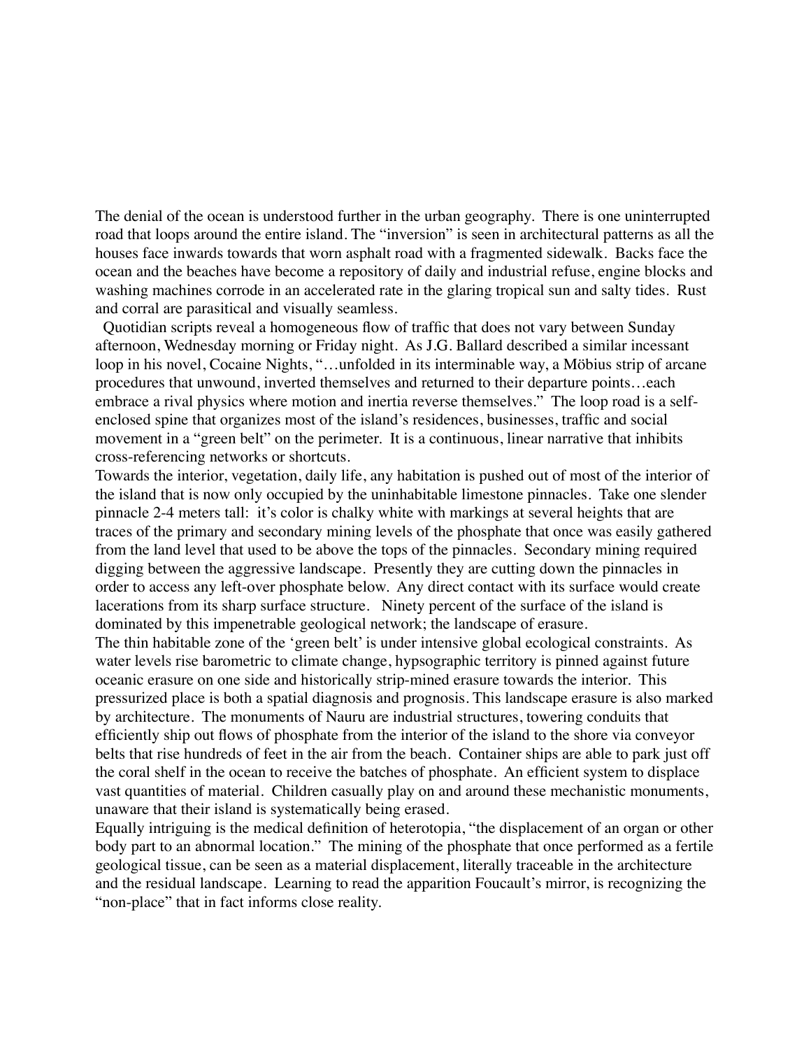The denial of the ocean is understood further in the urban geography. There is one uninterrupted road that loops around the entire island. The "inversion" is seen in architectural patterns as all the houses face inwards towards that worn asphalt road with a fragmented sidewalk. Backs face the ocean and the beaches have become a repository of daily and industrial refuse, engine blocks and washing machines corrode in an accelerated rate in the glaring tropical sun and salty tides. Rust and corral are parasitical and visually seamless.

Quotidian scripts reveal a homogeneous flow of traffic that does not vary between Sunday afternoon, Wednesday morning or Friday night. As J.G. Ballard described a similar incessant loop in his novel, Cocaine Nights, "…unfolded in its interminable way, a Möbius strip of arcane procedures that unwound, inverted themselves and returned to their departure points…each embrace a rival physics where motion and inertia reverse themselves." The loop road is a self-enclosed spine that organizes most of the island's residences, businesses, traffic and social movement in a "green belt" on the perimeter. It is a continuous, linear narrative that inhibits cross-referencing networks or shortcuts.

Towards the interior, vegetation, daily life, any habitation is pushed out of most of the interior of the island that is now only occupied by the uninhabitable limestone pinnacles. Take one slender pinnacle 2-4 meters tall: it's color is chalky white with markings at several heights that are traces of the primary and secondary mining levels of the phosphate that once was easily gathered from the land level that used to be above the tops of the pinnacles. Secondary mining required digging between the aggressive landscape. Presently they are cutting down the pinnacles in order to access any left-over phosphate below. Any direct contact with its surface would create lacerations from its sharp surface structure. Ninety percent of the surface of the island is dominated by this impenetrable geological network; the landscape of erasure.

The thin habitable zone of the 'green belt' is under intensive global ecological constraints. As water levels rise barometric to climate change, hypsographic territory is pinned against future oceanic erasure on one side and historically strip-mined erasure towards the interior. This pressurized place is both a spatial diagnosis and prognosis. This landscape erasure is also marked by architecture. The monuments of Nauru are industrial structures, towering conduits that efficiently ship out flows of phosphate from the interior of the island to the shore via conveyor belts that rise hundreds of feet in the air from the beach. Container ships are able to park just off the coral shelf in the ocean to receive the batches of phosphate. An efficient system to displace vast quantities of material. Children casually play on and around these mechanistic monuments, unaware that their island is systematically being erased.

Equally intriguing is the medical definition of heterotopia, "the displacement of an organ or other body part to an abnormal location." The mining of the phosphate that once performed as a fertile geological tissue, can be seen as a material displacement, literally traceable in the architecture and the residual landscape. Learning to read the apparition Foucault's mirror, is recognizing the "non-place" that in fact informs close reality.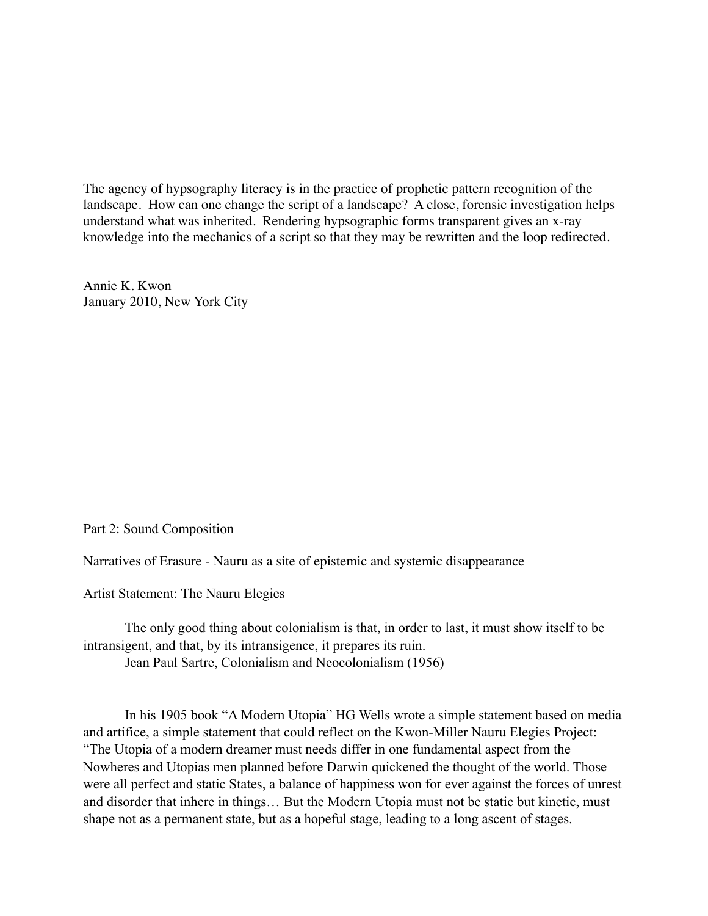The agency of hypsography literacy is in the practice of prophetic pattern recognition of the landscape. How can one change the script of a landscape? A close, forensic investigation helps understand what was inherited. Rendering hypsographic forms transparent gives an x-ray knowledge into the mechanics of a script so that they may be rewritten and the loop redirected.

Annie K. Kwon
January 2010, New York City

Part 2: Sound Composition

Narratives of Erasure - Nauru as a site of epistemic and systemic disappearance

Artist Statement: The Nauru Elegies

The only good thing about colonialism is that, in order to last, it must show itself to be intransigent, and that, by its intransigence, it prepares its ruin.
Jean Paul Sartre, Colonialism and Neocolonialism (1956)

In his 1905 book "A Modern Utopia" HG Wells wrote a simple statement based on media and artifice, a simple statement that could reflect on the Kwon-Miller Nauru Elegies Project: "The Utopia of a modern dreamer must needs differ in one fundamental aspect from the Nowheres and Utopias men planned before Darwin quickened the thought of the world. Those were all perfect and static States, a balance of happiness won for ever against the forces of unrest and disorder that inhere in things… But the Modern Utopia must not be static but kinetic, must shape not as a permanent state, but as a hopeful stage, leading to a long ascent of stages.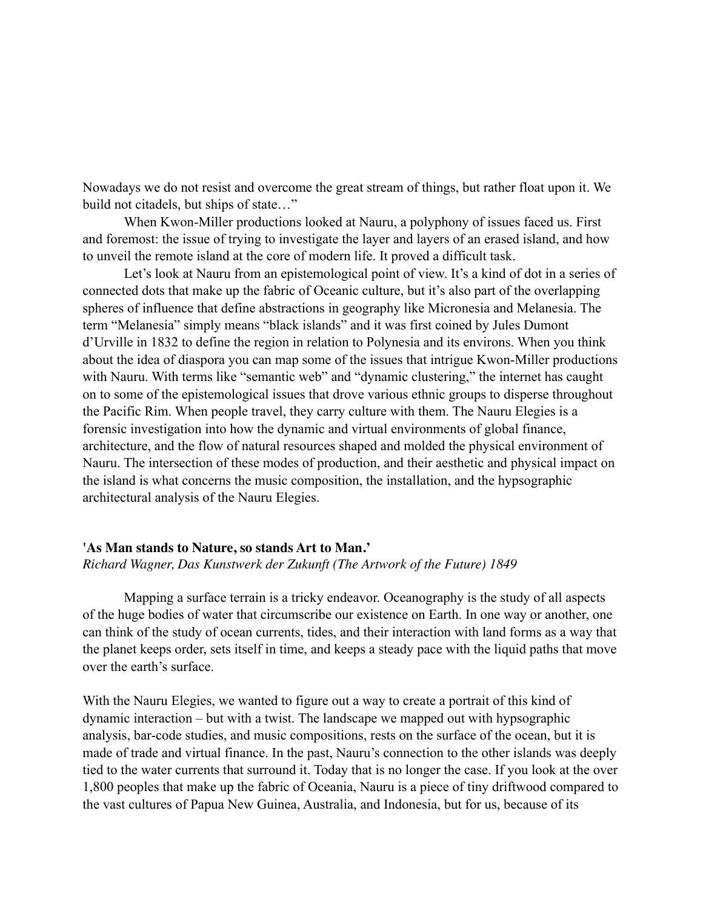Nowadays we do not resist and overcome the great stream of things, but rather float upon it. We build not citadels, but ships of state…"

When Kwon-Miller productions looked at Nauru, a polyphony of issues faced us. First and foremost: the issue of trying to investigate the layer and layers of an erased island, and how to unveil the remote island at the core of modern life. It proved a difficult task.

Let's look at Nauru from an epistemological point of view. It's a kind of dot in a series of connected dots that make up the fabric of Oceanic culture, but it's also part of the overlapping spheres of influence that define abstractions in geography like Micronesia and Melanesia. The term "Melanesia" simply means "black islands" and it was first coined by Jules Dumont d'Urville in 1832 to define the region in relation to Polynesia and its environs. When you think about the idea of diaspora you can map some of the issues that intrigue Kwon-Miller productions with Nauru. With terms like "semantic web" and "dynamic clustering," the internet has caught on to some of the epistemological issues that drove various ethnic groups to disperse throughout the Pacific Rim. When people travel, they carry culture with them. The Nauru Elegies is a forensic investigation into how the dynamic and virtual environments of global finance, architecture, and the flow of natural resources shaped and molded the physical environment of Nauru. The intersection of these modes of production, and their aesthetic and physical impact on the island is what concerns the music composition, the installation, and the hypsographic architectural analysis of the Nauru Elegies.

**'As Man stands to Nature, so stands Art to Man.'**
*Richard Wagner, Das Kunstwerk der Zukunft (The Artwork of the Future) 1849*

Mapping a surface terrain is a tricky endeavor. Oceanography is the study of all aspects of the huge bodies of water that circumscribe our existence on Earth. In one way or another, one can think of the study of ocean currents, tides, and their interaction with land forms as a way that the planet keeps order, sets itself in time, and keeps a steady pace with the liquid paths that move over the earth's surface.

With the Nauru Elegies, we wanted to figure out a way to create a portrait of this kind of dynamic interaction – but with a twist. The landscape we mapped out with hypsographic analysis, bar-code studies, and music compositions, rests on the surface of the ocean, but it is made of trade and virtual finance. In the past, Nauru's connection to the other islands was deeply tied to the water currents that surround it. Today that is no longer the case. If you look at the over 1,800 peoples that make up the fabric of Oceania, Nauru is a piece of tiny driftwood compared to the vast cultures of Papua New Guinea, Australia, and Indonesia, but for us, because of its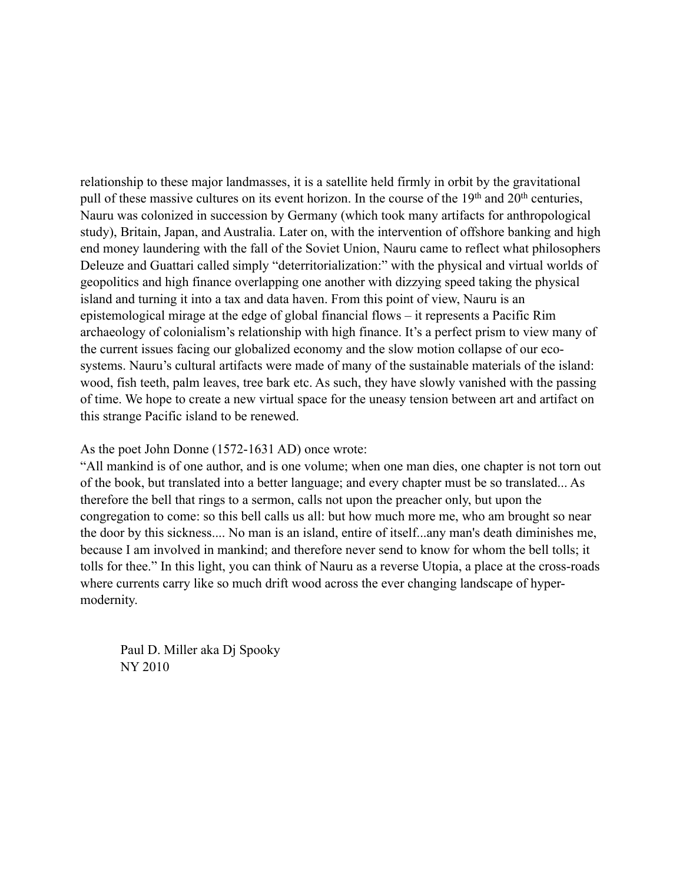relationship to these major landmasses, it is a satellite held firmly in orbit by the gravitational pull of these massive cultures on its event horizon. In the course of the 19th and 20th centuries, Nauru was colonized in succession by Germany (which took many artifacts for anthropological study), Britain, Japan, and Australia. Later on, with the intervention of offshore banking and high end money laundering with the fall of the Soviet Union, Nauru came to reflect what philosophers Deleuze and Guattari called simply "deterritorialization:" with the physical and virtual worlds of geopolitics and high finance overlapping one another with dizzying speed taking the physical island and turning it into a tax and data haven. From this point of view, Nauru is an epistemological mirage at the edge of global financial flows – it represents a Pacific Rim archaeology of colonialism's relationship with high finance. It's a perfect prism to view many of the current issues facing our globalized economy and the slow motion collapse of our eco-systems. Nauru's cultural artifacts were made of many of the sustainable materials of the island: wood, fish teeth, palm leaves, tree bark etc. As such, they have slowly vanished with the passing of time. We hope to create a new virtual space for the uneasy tension between art and artifact on this strange Pacific island to be renewed.

As the poet John Donne (1572-1631 AD) once wrote:
"All mankind is of one author, and is one volume; when one man dies, one chapter is not torn out of the book, but translated into a better language; and every chapter must be so translated... As therefore the bell that rings to a sermon, calls not upon the preacher only, but upon the congregation to come: so this bell calls us all: but how much more me, who am brought so near the door by this sickness.... No man is an island, entire of itself...any man's death diminishes me, because I am involved in mankind; and therefore never send to know for whom the bell tolls; it tolls for thee." In this light, you can think of Nauru as a reverse Utopia, a place at the cross-roads where currents carry like so much drift wood across the ever changing landscape of hyper-modernity.

Paul D. Miller aka Dj Spooky
NY 2010